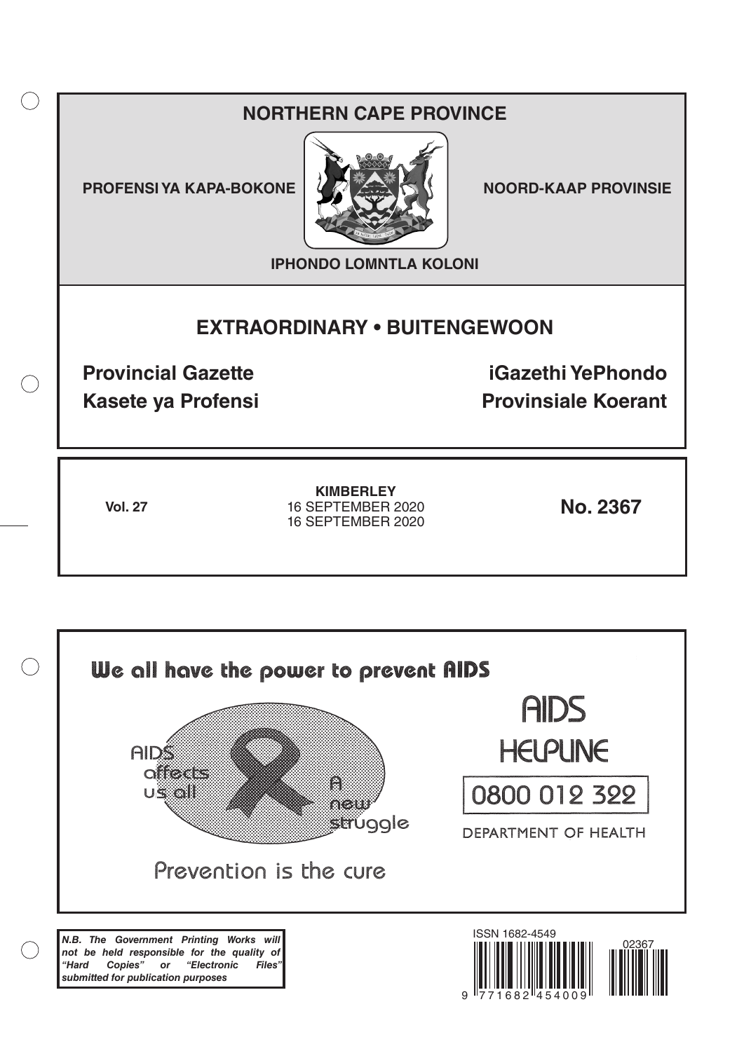# NORTHERN CAPE PROVINCE

**PROFENSI YA KAPA-BOKONE** | **NOORD-KAAP PROVINSIE**

**IPHONDO LOMNTLA KOLONI**

## EXTRAORDINARY • BUITENGEWOON

**Provincial Gazette** | **iGazethi YePhondo**

**Kasete ya Profensi** | **Provinsiale Koerant**

**Vol. 27**

**KIMBERLEY**
16 SEPTEMBER 2020
16 SEPTEMBER 2020

**No. 2367**

We all have the power to prevent AIDS

AIDS affects us all

A new struggle

Prevention is the cure

AIDS HELPLINE

0800 012 322

DEPARTMENT OF HEALTH

***N.B. The Government Printing Works will not be held responsible for the quality of "Hard Copies" or "Electronic Files" submitted for publication purposes***

ISSN 1682-4549

02367

9 771682 454009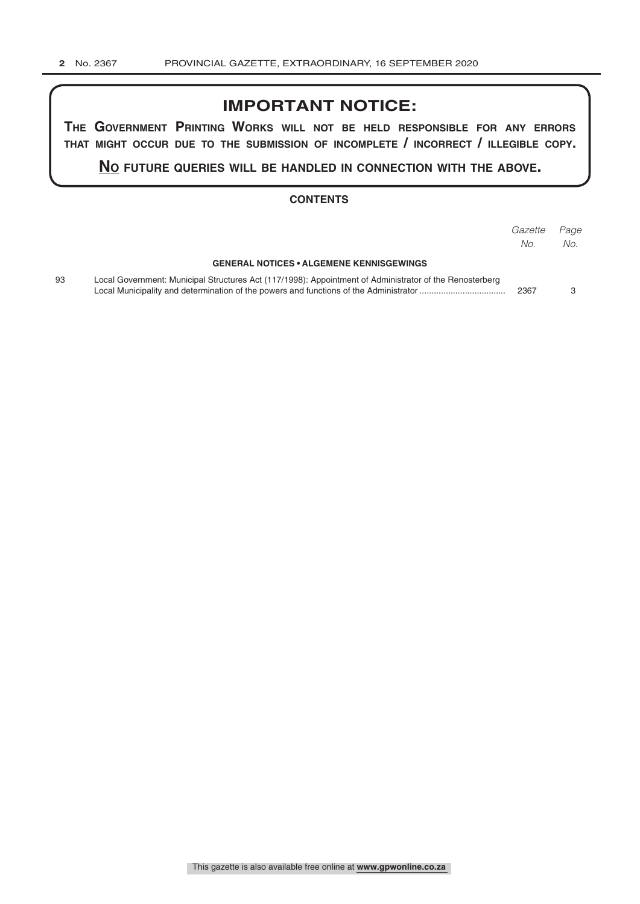# IMPORTANT NOTICE:

**THE GOVERNMENT PRINTING WORKS WILL NOT BE HELD RESPONSIBLE FOR ANY ERRORS THAT MIGHT OCCUR DUE TO THE SUBMISSION OF INCOMPLETE / INCORRECT / ILLEGIBLE COPY.**

**NO FUTURE QUERIES WILL BE HANDLED IN CONNECTION WITH THE ABOVE.**

## CONTENTS

| | | *Gazette No.* | *Page No.* |
|---|---|---|---|
| | **GENERAL NOTICES • ALGEMENE KENNISGEWINGS** | | |
| 93 | Local Government: Municipal Structures Act (117/1998): Appointment of Administrator of the Renosterberg Local Municipality and determination of the powers and functions of the Administrator | 2367 | 3 |

This gazette is also available free online at **www.gpwonline.co.za**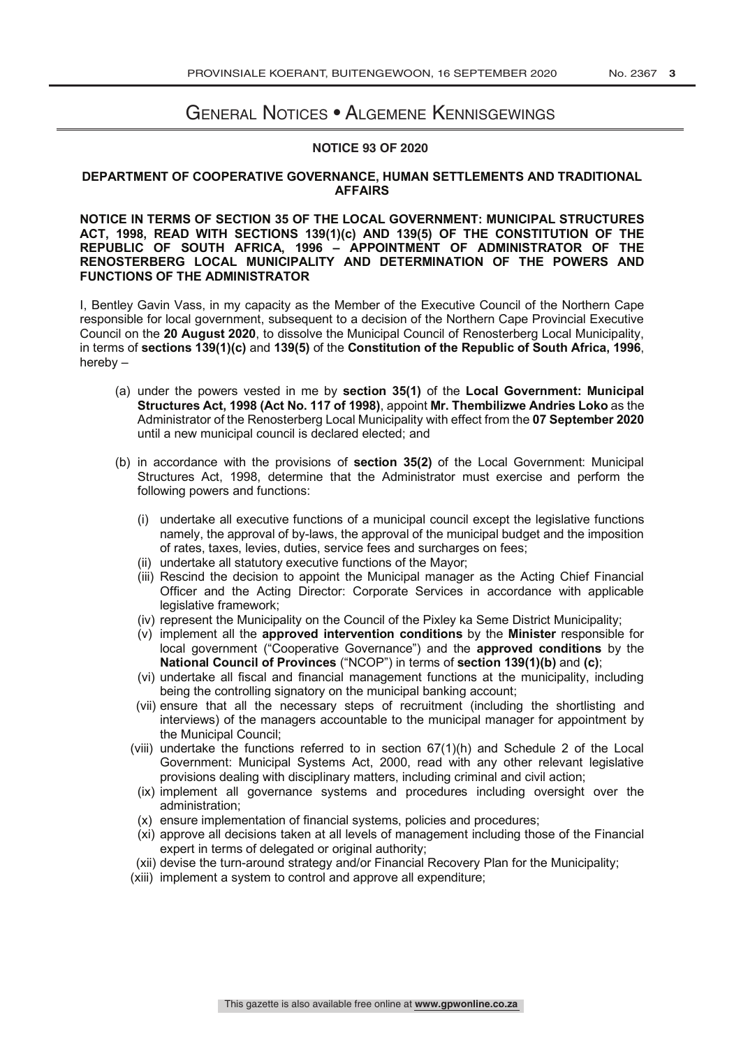# General Notices • Algemene Kennisgewings

## NOTICE 93 OF 2020

### DEPARTMENT OF COOPERATIVE GOVERNANCE, HUMAN SETTLEMENTS AND TRADITIONAL AFFAIRS

**NOTICE IN TERMS OF SECTION 35 OF THE LOCAL GOVERNMENT: MUNICIPAL STRUCTURES ACT, 1998, READ WITH SECTIONS 139(1)(c) AND 139(5) OF THE CONSTITUTION OF THE REPUBLIC OF SOUTH AFRICA, 1996 – APPOINTMENT OF ADMINISTRATOR OF THE RENOSTERBERG LOCAL MUNICIPALITY AND DETERMINATION OF THE POWERS AND FUNCTIONS OF THE ADMINISTRATOR**

I, Bentley Gavin Vass, in my capacity as the Member of the Executive Council of the Northern Cape responsible for local government, subsequent to a decision of the Northern Cape Provincial Executive Council on the **20 August 2020**, to dissolve the Municipal Council of Renosterberg Local Municipality, in terms of **sections 139(1)(c)** and **139(5)** of the **Constitution of the Republic of South Africa, 1996**, hereby –

(a) under the powers vested in me by **section 35(1)** of the **Local Government: Municipal Structures Act, 1998 (Act No. 117 of 1998)**, appoint **Mr. Thembilizwe Andries Loko** as the Administrator of the Renosterberg Local Municipality with effect from the **07 September 2020** until a new municipal council is declared elected; and

(b) in accordance with the provisions of **section 35(2)** of the Local Government: Municipal Structures Act, 1998, determine that the Administrator must exercise and perform the following powers and functions:

  (i) undertake all executive functions of a municipal council except the legislative functions namely, the approval of by-laws, the approval of the municipal budget and the imposition of rates, taxes, levies, duties, service fees and surcharges on fees;

  (ii) undertake all statutory executive functions of the Mayor;

  (iii) Rescind the decision to appoint the Municipal manager as the Acting Chief Financial Officer and the Acting Director: Corporate Services in accordance with applicable legislative framework;

  (iv) represent the Municipality on the Council of the Pixley ka Seme District Municipality;

  (v) implement all the **approved intervention conditions** by the **Minister** responsible for local government ("Cooperative Governance") and the **approved conditions** by the **National Council of Provinces** ("NCOP") in terms of **section 139(1)(b)** and **(c)**;

  (vi) undertake all fiscal and financial management functions at the municipality, including being the controlling signatory on the municipal banking account;

  (vii) ensure that all the necessary steps of recruitment (including the shortlisting and interviews) of the managers accountable to the municipal manager for appointment by the Municipal Council;

  (viii) undertake the functions referred to in section 67(1)(h) and Schedule 2 of the Local Government: Municipal Systems Act, 2000, read with any other relevant legislative provisions dealing with disciplinary matters, including criminal and civil action;

  (ix) implement all governance systems and procedures including oversight over the administration;

  (x) ensure implementation of financial systems, policies and procedures;

  (xi) approve all decisions taken at all levels of management including those of the Financial expert in terms of delegated or original authority;

  (xii) devise the turn-around strategy and/or Financial Recovery Plan for the Municipality;

  (xiii) implement a system to control and approve all expenditure;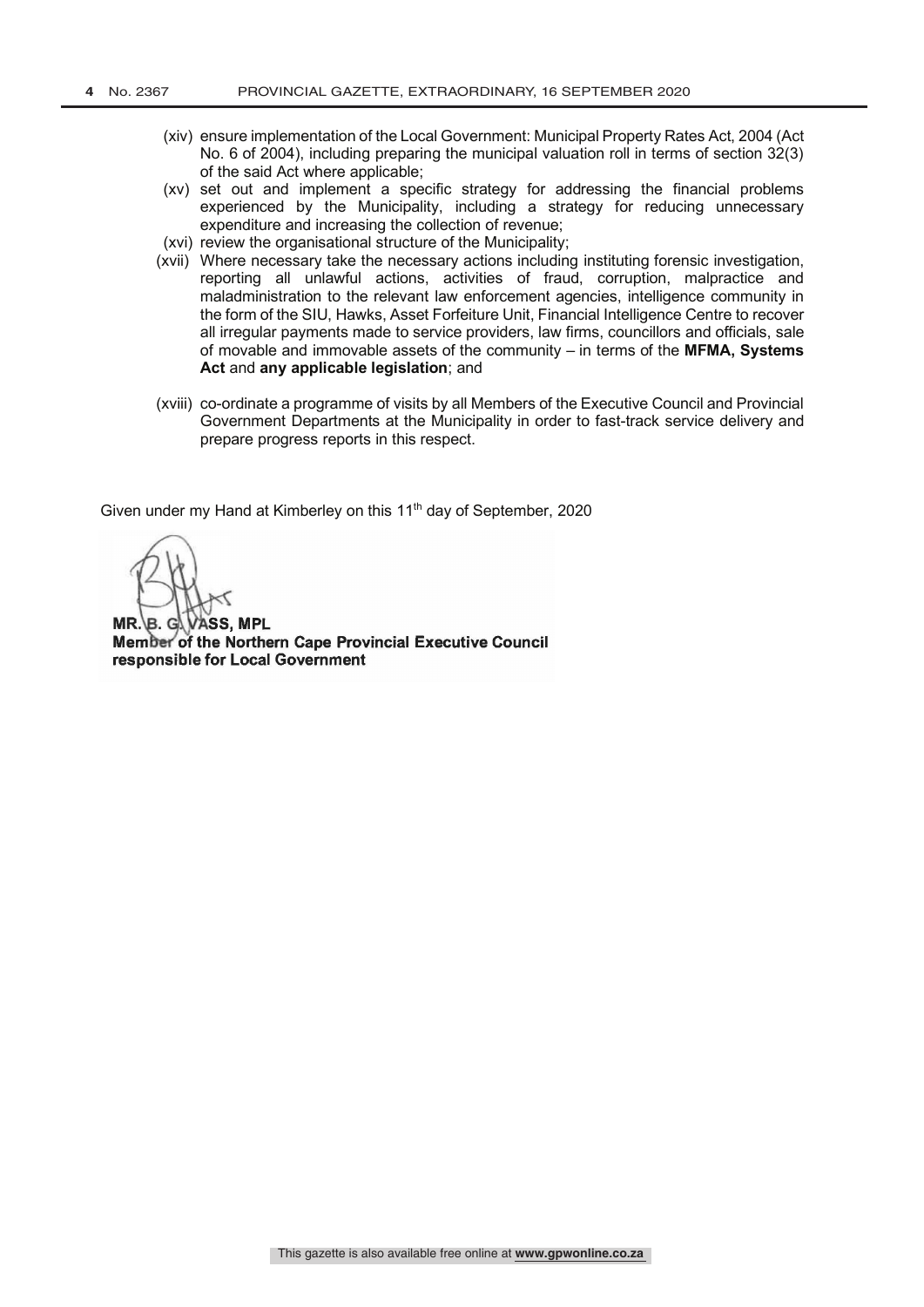(xiv) ensure implementation of the Local Government: Municipal Property Rates Act, 2004 (Act No. 6 of 2004), including preparing the municipal valuation roll in terms of section 32(3) of the said Act where applicable;

(xv) set out and implement a specific strategy for addressing the financial problems experienced by the Municipality, including a strategy for reducing unnecessary expenditure and increasing the collection of revenue;

(xvi) review the organisational structure of the Municipality;

(xvii) Where necessary take the necessary actions including instituting forensic investigation, reporting all unlawful actions, activities of fraud, corruption, malpractice and maladministration to the relevant law enforcement agencies, intelligence community in the form of the SIU, Hawks, Asset Forfeiture Unit, Financial Intelligence Centre to recover all irregular payments made to service providers, law firms, councillors and officials, sale of movable and immovable assets of the community – in terms of the **MFMA, Systems Act** and **any applicable legislation**; and

(xviii) co-ordinate a programme of visits by all Members of the Executive Council and Provincial Government Departments at the Municipality in order to fast-track service delivery and prepare progress reports in this respect.

Given under my Hand at Kimberley on this 11th day of September, 2020

**MR. B. G. VASS, MPL**
**Member of the Northern Cape Provincial Executive Council responsible for Local Government**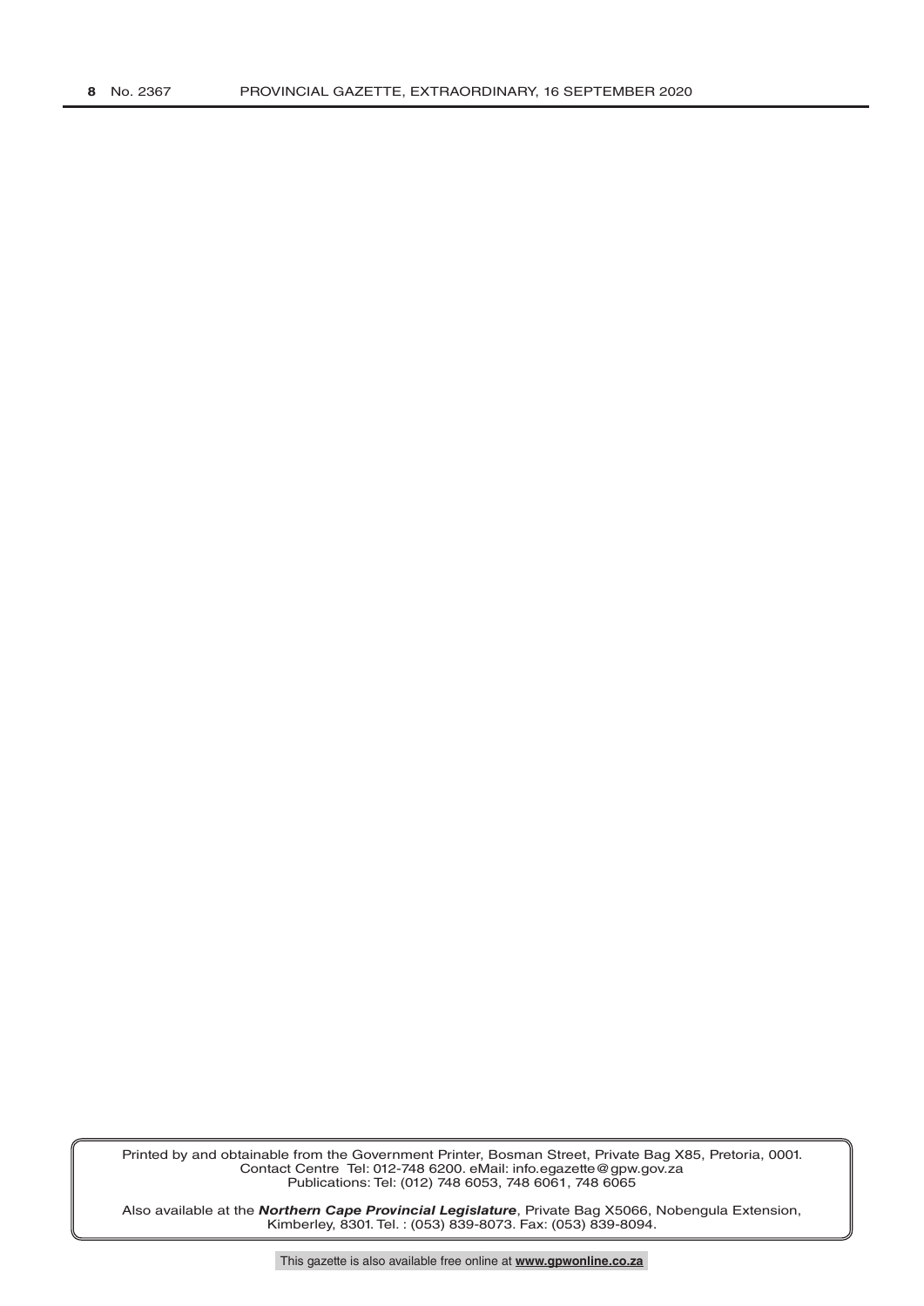Printed by and obtainable from the Government Printer, Bosman Street, Private Bag X85, Pretoria, 0001.
Contact Centre Tel: 012-748 6200. eMail: info.egazette@gpw.gov.za
Publications: Tel: (012) 748 6053, 748 6061, 748 6065

Also available at the ***Northern Cape Provincial Legislature***, Private Bag X5066, Nobengula Extension, Kimberley, 8301. Tel. : (053) 839-8073. Fax: (053) 839-8094.

This gazette is also available free online at **www.gpwonline.co.za**